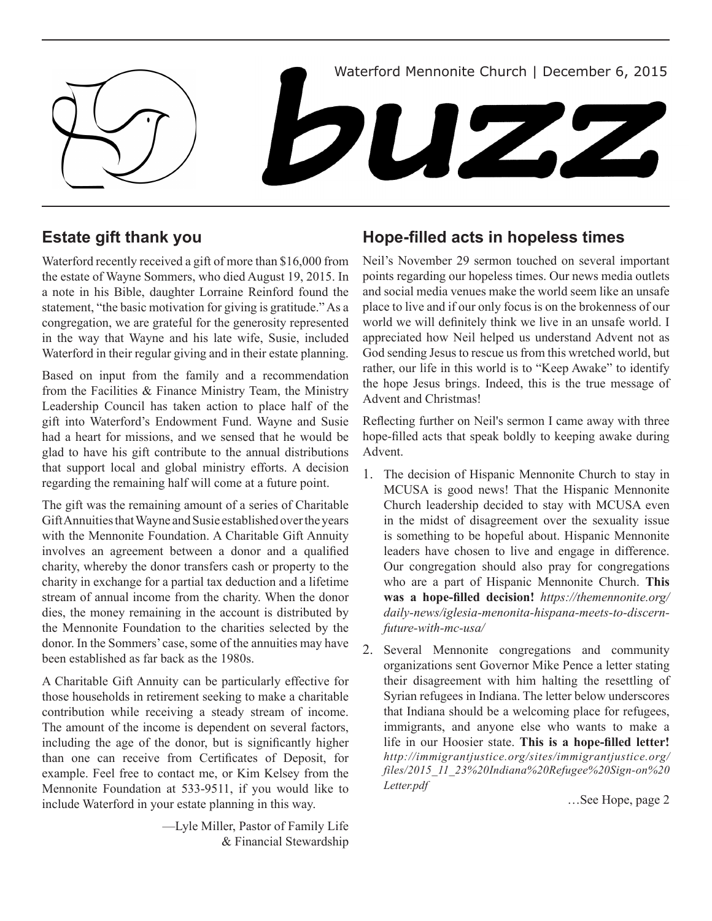Waterford Mennonite Church | December 6, 2015

# buzz

## Estate gift thank you

Waterford recently received a gift of more than $16,000 from the estate of Wayne Sommers, who died August 19, 2015. In a note in his Bible, daughter Lorraine Reinford found the statement, "the basic motivation for giving is gratitude." As a congregation, we are grateful for the generosity represented in the way that Wayne and his late wife, Susie, included Waterford in their regular giving and in their estate planning.

Based on input from the family and a recommendation from the Facilities & Finance Ministry Team, the Ministry Leadership Council has taken action to place half of the gift into Waterford's Endowment Fund. Wayne and Susie had a heart for missions, and we sensed that he would be glad to have his gift contribute to the annual distributions that support local and global ministry efforts. A decision regarding the remaining half will come at a future point.

The gift was the remaining amount of a series of Charitable Gift Annuities that Wayne and Susie established over the years with the Mennonite Foundation. A Charitable Gift Annuity involves an agreement between a donor and a qualified charity, whereby the donor transfers cash or property to the charity in exchange for a partial tax deduction and a lifetime stream of annual income from the charity. When the donor dies, the money remaining in the account is distributed by the Mennonite Foundation to the charities selected by the donor. In the Sommers' case, some of the annuities may have been established as far back as the 1980s.

A Charitable Gift Annuity can be particularly effective for those households in retirement seeking to make a charitable contribution while receiving a steady stream of income. The amount of the income is dependent on several factors, including the age of the donor, but is significantly higher than one can receive from Certificates of Deposit, for example. Feel free to contact me, or Kim Kelsey from the Mennonite Foundation at 533-9511, if you would like to include Waterford in your estate planning in this way.

—Lyle Miller, Pastor of Family Life & Financial Stewardship

## Hope-filled acts in hopeless times

Neil's November 29 sermon touched on several important points regarding our hopeless times. Our news media outlets and social media venues make the world seem like an unsafe place to live and if our only focus is on the brokenness of our world we will definitely think we live in an unsafe world. I appreciated how Neil helped us understand Advent not as God sending Jesus to rescue us from this wretched world, but rather, our life in this world is to "Keep Awake" to identify the hope Jesus brings. Indeed, this is the true message of Advent and Christmas!

Reflecting further on Neil's sermon I came away with three hope-filled acts that speak boldly to keeping awake during Advent.

1. The decision of Hispanic Mennonite Church to stay in MCUSA is good news! That the Hispanic Mennonite Church leadership decided to stay with MCUSA even in the midst of disagreement over the sexuality issue is something to be hopeful about. Hispanic Mennonite leaders have chosen to live and engage in difference. Our congregation should also pray for congregations who are a part of Hispanic Mennonite Church. **This was a hope-filled decision!** *https://themennonite.org/daily-news/iglesia-menonita-hispana-meets-to-discern-future-with-mc-usa/*

2. Several Mennonite congregations and community organizations sent Governor Mike Pence a letter stating their disagreement with him halting the resettling of Syrian refugees in Indiana. The letter below underscores that Indiana should be a welcoming place for refugees, immigrants, and anyone else who wants to make a life in our Hoosier state. **This is a hope-filled letter!** *http://immigrantjustice.org/sites/immigrantjustice.org/files/2015_11_23%20Indiana%20Refugee%20Sign-on%20Letter.pdf*

…See Hope, page 2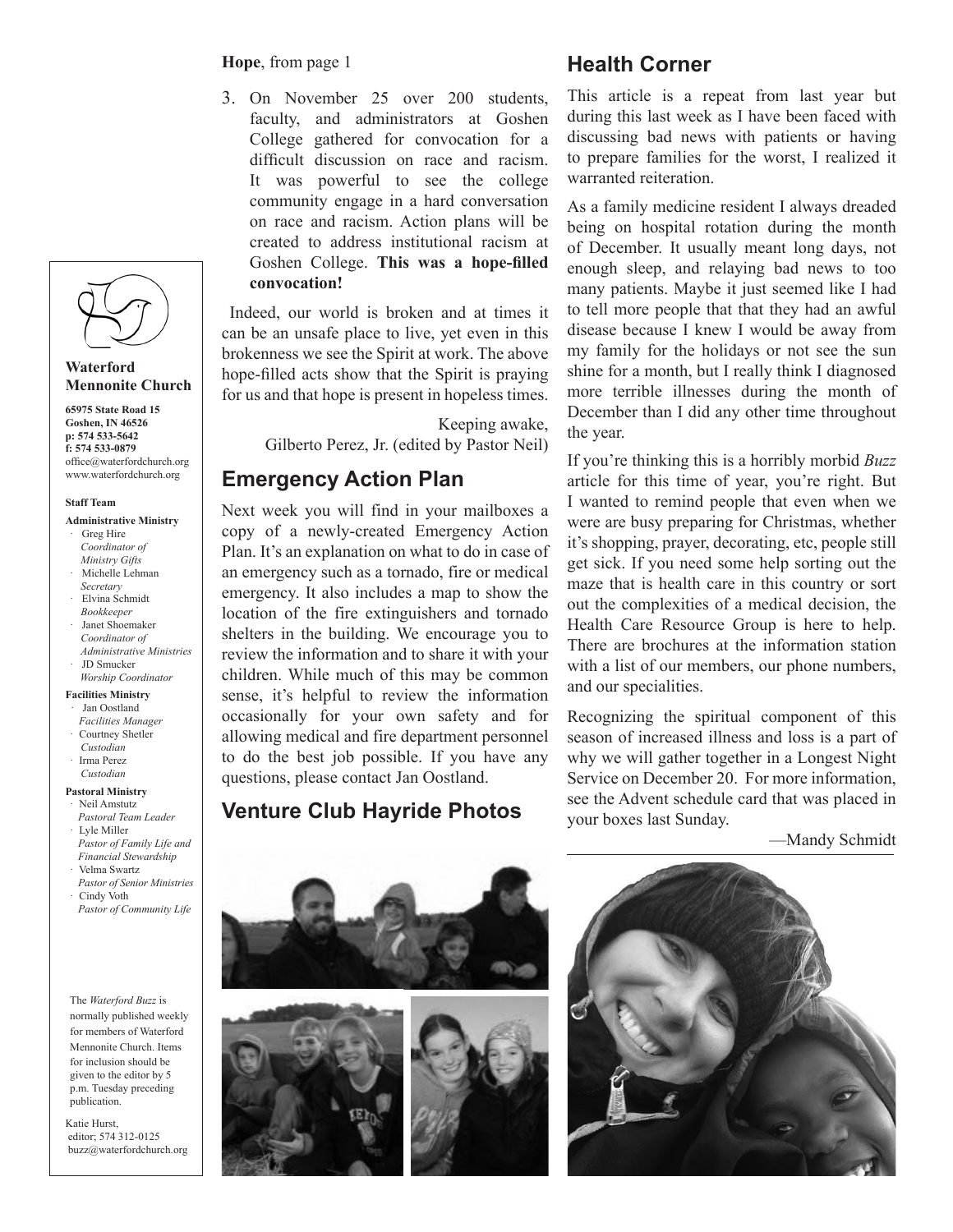**Hope**, from page 1

3. On November 25 over 200 students, faculty, and administrators at Goshen College gathered for convocation for a difficult discussion on race and racism. It was powerful to see the college community engage in a hard conversation on race and racism. Action plans will be created to address institutional racism at Goshen College. **This was a hope-filled convocation!**

Indeed, our world is broken and at times it can be an unsafe place to live, yet even in this brokenness we see the Spirit at work. The above hope-filled acts show that the Spirit is praying for us and that hope is present in hopeless times.

Keeping awake,
Gilberto Perez, Jr. (edited by Pastor Neil)

## Emergency Action Plan

Next week you will find in your mailboxes a copy of a newly-created Emergency Action Plan. It's an explanation on what to do in case of an emergency such as a tornado, fire or medical emergency. It also includes a map to show the location of the fire extinguishers and tornado shelters in the building. We encourage you to review the information and to share it with your children. While much of this may be common sense, it's helpful to review the information occasionally for your own safety and for allowing medical and fire department personnel to do the best job possible. If you have any questions, please contact Jan Oostland.

## Venture Club Hayride Photos

## Health Corner

This article is a repeat from last year but during this last week as I have been faced with discussing bad news with patients or having to prepare families for the worst, I realized it warranted reiteration.

As a family medicine resident I always dreaded being on hospital rotation during the month of December. It usually meant long days, not enough sleep, and relaying bad news to too many patients. Maybe it just seemed like I had to tell more people that that they had an awful disease because I knew I would be away from my family for the holidays or not see the sun shine for a month, but I really think I diagnosed more terrible illnesses during the month of December than I did any other time throughout the year.

If you're thinking this is a horribly morbid *Buzz* article for this time of year, you're right. But I wanted to remind people that even when we were are busy preparing for Christmas, whether it's shopping, prayer, decorating, etc, people still get sick. If you need some help sorting out the maze that is health care in this country or sort out the complexities of a medical decision, the Health Care Resource Group is here to help. There are brochures at the information station with a list of our members, our phone numbers, and our specialities.

Recognizing the spiritual component of this season of increased illness and loss is a part of why we will gather together in a Longest Night Service on December 20. For more information, see the Advent schedule card that was placed in your boxes last Sunday.

—Mandy Schmidt

---

**Waterford Mennonite Church**

**65975 State Road 15**
**Goshen, IN 46526**
**p: 574 533-5642**
**f: 574 533-0879**
office@waterfordchurch.org
www.waterfordchurch.org

**Staff Team**

**Administrative Ministry**
- Greg Hire, *Coordinator of Ministry Gifts*
- Michelle Lehman, *Secretary*
- Elvina Schmidt, *Bookkeeper*
- Janet Shoemaker, *Coordinator of Administrative Ministries*
- JD Smucker, *Worship Coordinator*

**Facilities Ministry**
- Jan Oostland, *Facilities Manager*
- Courtney Shetler, *Custodian*
- Irma Perez, *Custodian*

**Pastoral Ministry**
- Neil Amstutz, *Pastoral Team Leader*
- Lyle Miller, *Pastor of Family Life and Financial Stewardship*
- Velma Swartz, *Pastor of Senior Ministries*
- Cindy Voth, *Pastor of Community Life*

The *Waterford Buzz* is normally published weekly for members of Waterford Mennonite Church. Items for inclusion should be given to the editor by 5 p.m. Tuesday preceding publication.

Katie Hurst, editor; 574 312-0125
buzz@waterfordchurch.org